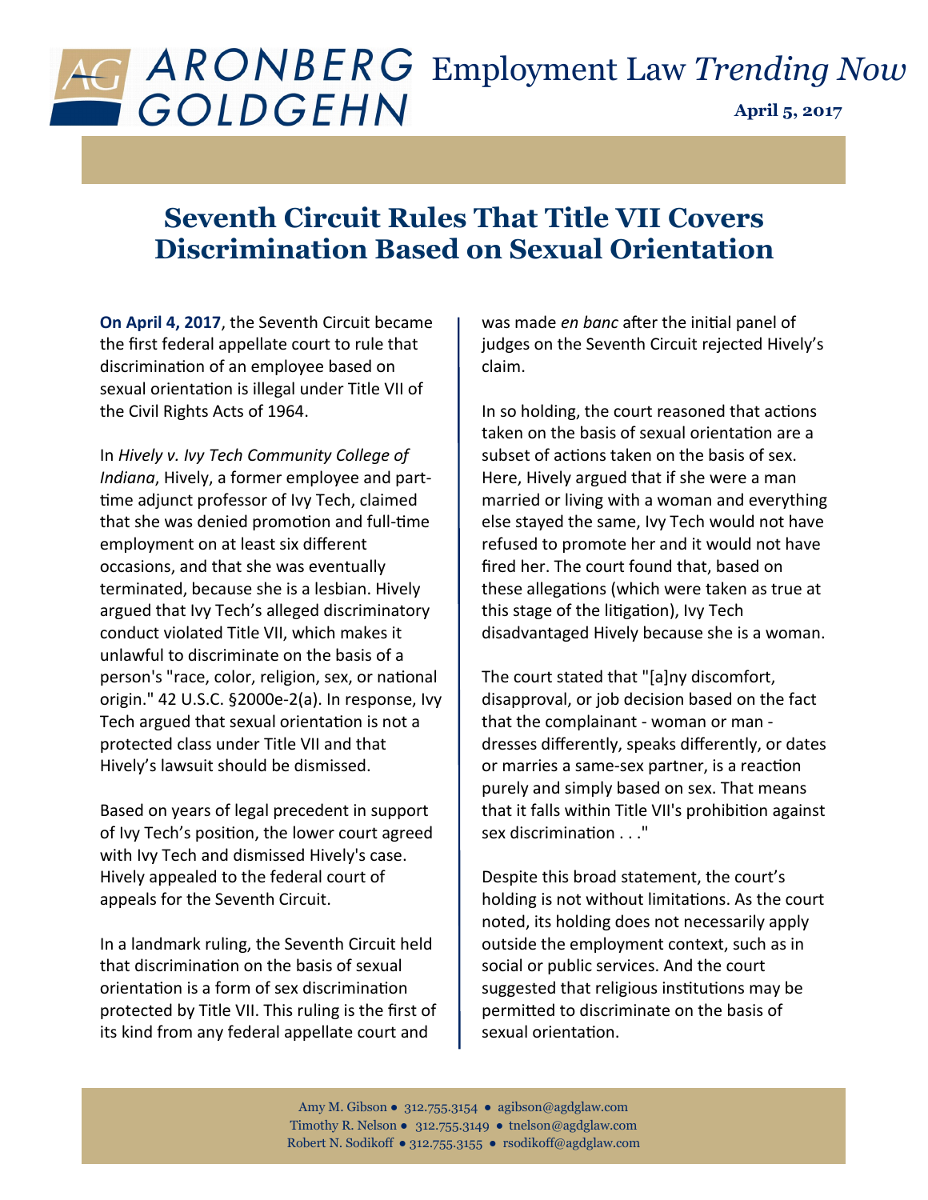# ARONBERG GOLDGEHN Employment Law *Trending Now*

**April 5, 2017**

## Seventh Circuit Rules That Title VII Covers Discrimination Based on Sexual Orientation

**On April 4, 2017**, the Seventh Circuit became the first federal appellate court to rule that discrimination of an employee based on sexual orientation is illegal under Title VII of the Civil Rights Acts of 1964.

In *Hively v. Ivy Tech Community College of Indiana*, Hively, a former employee and part-time adjunct professor of Ivy Tech, claimed that she was denied promotion and full-time employment on at least six different occasions, and that she was eventually terminated, because she is a lesbian. Hively argued that Ivy Tech's alleged discriminatory conduct violated Title VII, which makes it unlawful to discriminate on the basis of a person's "race, color, religion, sex, or national origin." 42 U.S.C. §2000e-2(a). In response, Ivy Tech argued that sexual orientation is not a protected class under Title VII and that Hively's lawsuit should be dismissed.

Based on years of legal precedent in support of Ivy Tech's position, the lower court agreed with Ivy Tech and dismissed Hively's case. Hively appealed to the federal court of appeals for the Seventh Circuit.

In a landmark ruling, the Seventh Circuit held that discrimination on the basis of sexual orientation is a form of sex discrimination protected by Title VII. This ruling is the first of its kind from any federal appellate court and was made *en banc* after the initial panel of judges on the Seventh Circuit rejected Hively's claim.

In so holding, the court reasoned that actions taken on the basis of sexual orientation are a subset of actions taken on the basis of sex. Here, Hively argued that if she were a man married or living with a woman and everything else stayed the same, Ivy Tech would not have refused to promote her and it would not have fired her. The court found that, based on these allegations (which were taken as true at this stage of the litigation), Ivy Tech disadvantaged Hively because she is a woman.

The court stated that "[a]ny discomfort, disapproval, or job decision based on the fact that the complainant - woman or man - dresses differently, speaks differently, or dates or marries a same-sex partner, is a reaction purely and simply based on sex. That means that it falls within Title VII's prohibition against sex discrimination . . ."

Despite this broad statement, the court's holding is not without limitations. As the court noted, its holding does not necessarily apply outside the employment context, such as in social or public services. And the court suggested that religious institutions may be permitted to discriminate on the basis of sexual orientation.

Amy M. Gibson ● 312.755.3154 ● agibson@agdglaw.com
Timothy R. Nelson ● 312.755.3149 ● tnelson@agdglaw.com
Robert N. Sodikoff ● 312.755.3155 ● rsodikoff@agdglaw.com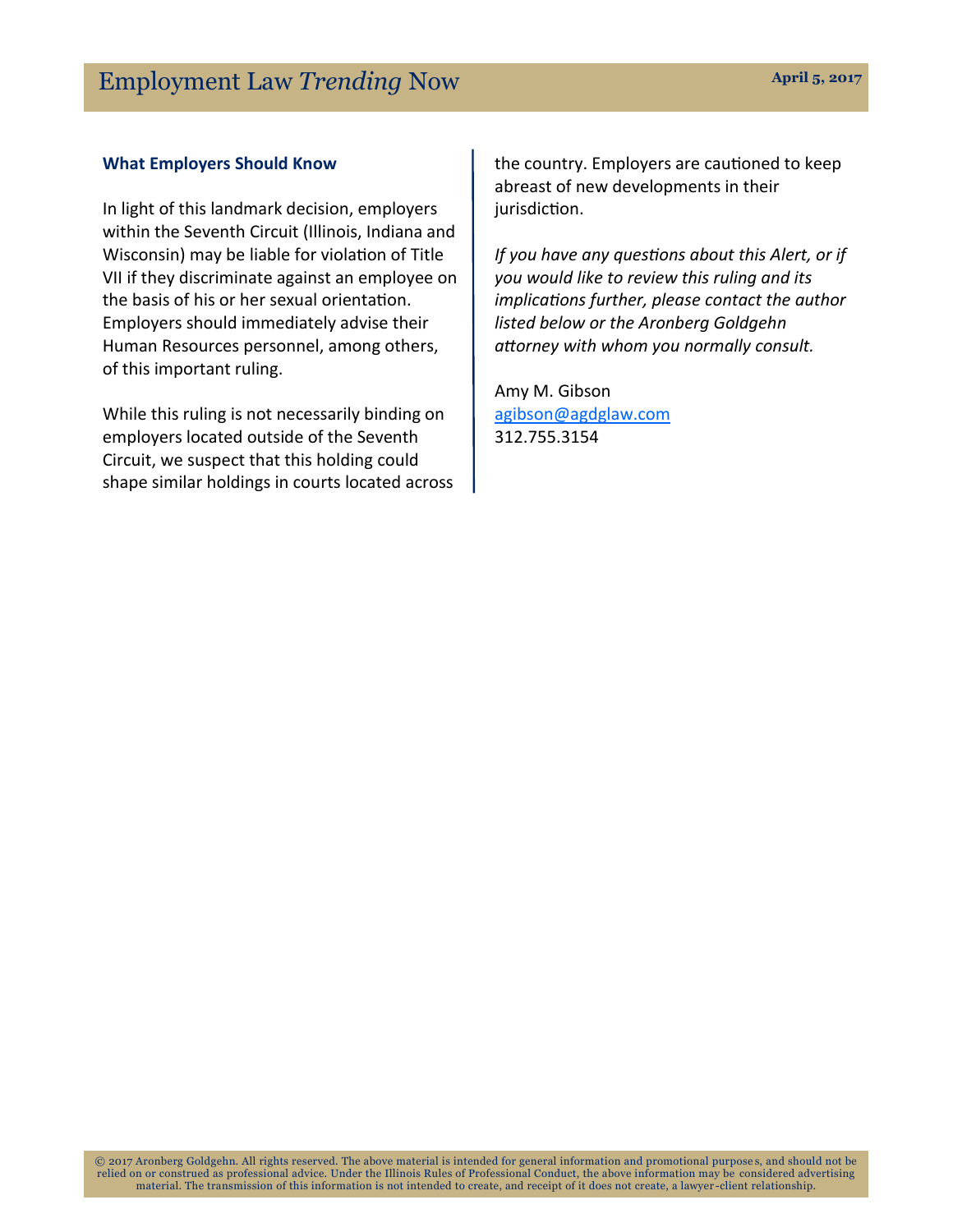### What Employers Should Know

In light of this landmark decision, employers within the Seventh Circuit (Illinois, Indiana and Wisconsin) may be liable for violation of Title VII if they discriminate against an employee on the basis of his or her sexual orientation. Employers should immediately advise their Human Resources personnel, among others, of this important ruling.

While this ruling is not necessarily binding on employers located outside of the Seventh Circuit, we suspect that this holding could shape similar holdings in courts located across the country. Employers are cautioned to keep abreast of new developments in their jurisdiction.

*If you have any questions about this Alert, or if you would like to review this ruling and its implications further, please contact the author listed below or the Aronberg Goldgehn attorney with whom you normally consult.*

Amy M. Gibson
agibson@agdglaw.com
312.755.3154

© 2017 Aronberg Goldgehn. All rights reserved. The above material is intended for general information and promotional purposes, and should not be relied on or construed as professional advice. Under the Illinois Rules of Professional Conduct, the above information may be considered advertising material. The transmission of this information is not intended to create, and receipt of it does not create, a lawyer-client relationship.